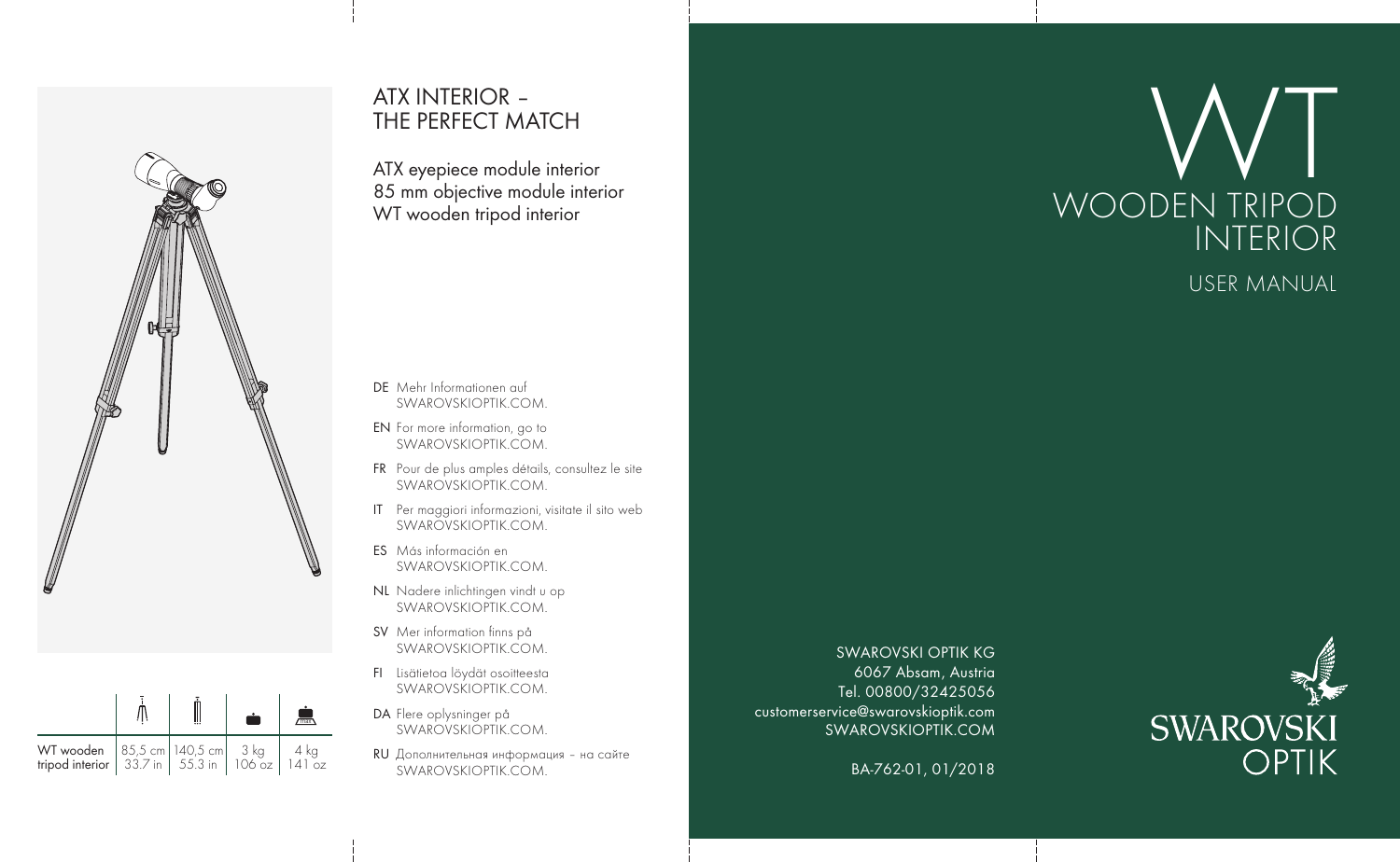# WT

## WOODEN TRIPOD INTERIOR

USER MANUAL

| | Height (min.) | Height (max.) | Weight | Max. load |
|---|---|---|---|---|
| WT wooden tripod interior | 85,5 cm / 33.7 in | 140,5 cm / 55.3 in | 3 kg / 106 oz | 4 kg / 141 oz |

## ATX INTERIOR – THE PERFECT MATCH

ATX eyepiece module interior
85 mm objective module interior
WT wooden tripod interior

- **DE** Mehr Informationen auf SWAROVSKIOPTIK.COM.
- **EN** For more information, go to SWAROVSKIOPTIK.COM.
- **FR** Pour de plus amples détails, consultez le site SWAROVSKIOPTIK.COM.
- **IT** Per maggiori informazioni, visitate il sito web SWAROVSKIOPTIK.COM.
- **ES** Más información en SWAROVSKIOPTIK.COM.
- **NL** Nadere inlichtingen vindt u op SWAROVSKIOPTIK.COM.
- **SV** Mer information finns på SWAROVSKIOPTIK.COM.
- **FI** Lisätietoa löydät osoitteesta SWAROVSKIOPTIK.COM.
- **DA** Flere oplysninger på SWAROVSKIOPTIK.COM.
- **RU** Дополнительная информация – на сайте SWAROVSKIOPTIK.COM.

SWAROVSKI OPTIK KG
6067 Absam, Austria
Tel. 00800/32425056
customerservice@swarovskioptik.com
SWAROVSKIOPTIK.COM

BA-762-01, 01/2018

SWAROVSKI OPTIK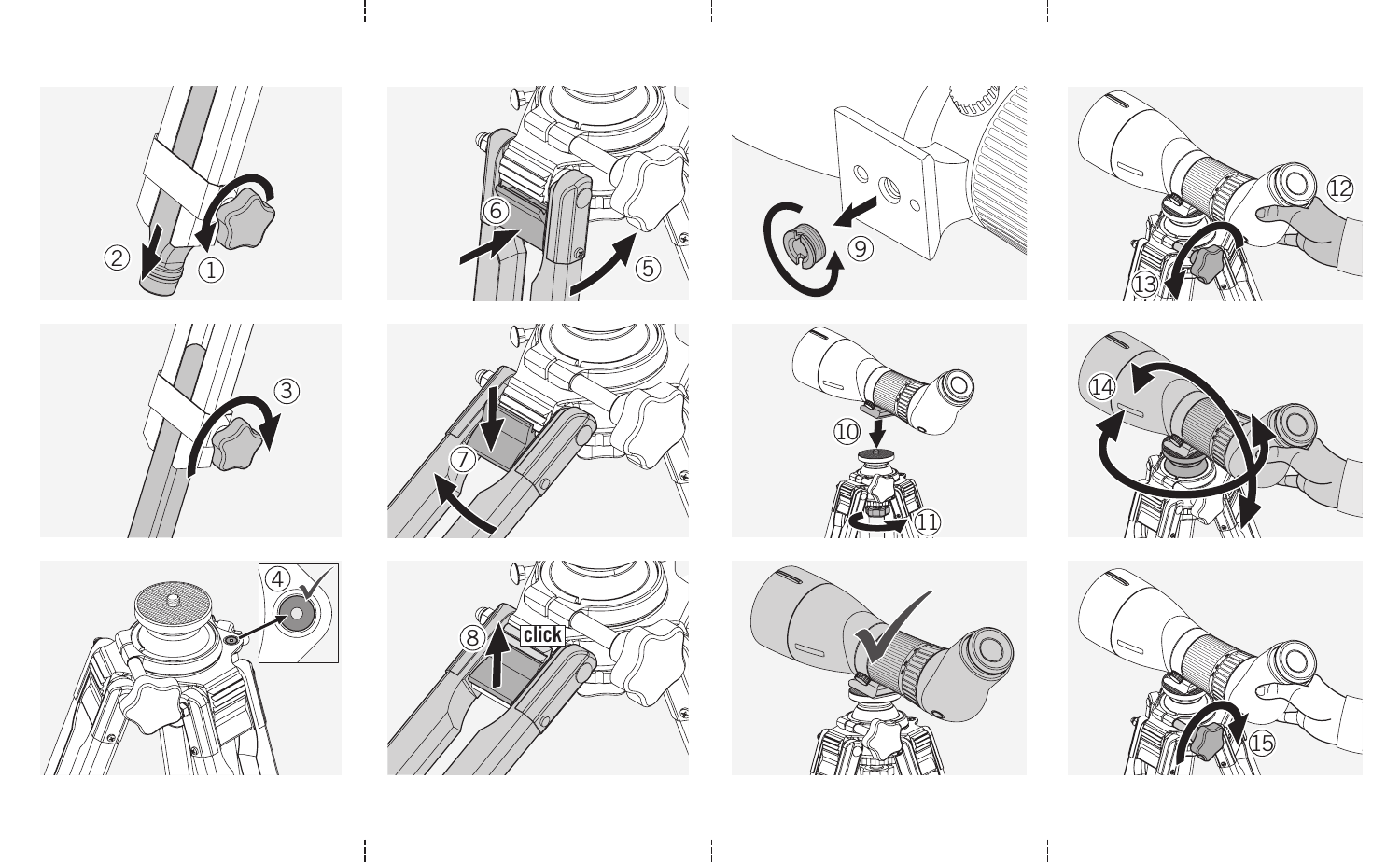1

2

3

4

5

6

7

8

click

9

10

11

12

13

14

15